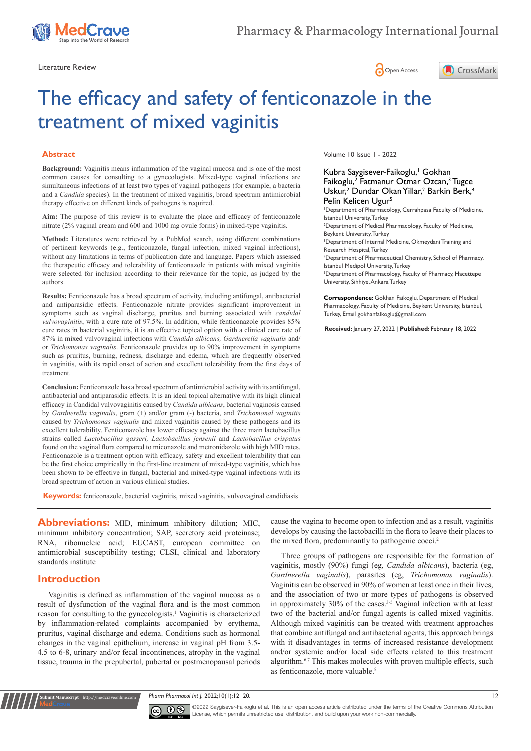Literature Review

# The efficacy and safety of fenticonazole in the treatment of mixed vaginitis

Volume 10 Issue 1 - 2022

Kubra Saygisever-Faikoglu,[1] Gokhan Faikoglu,[2] Fatmanur Otmar Ozcan,[3] Tugce Uskur,[2] Dundar Okan Yillar,[2] Barkin Berk,[4] Pelin Kelicen Ugur[5]

[1]Department of Pharmacology, Cerrahpasa Faculty of Medicine, Istanbul University, Turkey
[2]Department of Medical Pharmacology, Faculty of Medicine, Beykent University, Turkey
[3]Department of Internal Medicine, Okmeydani Training and Research Hospital, Turkey
[4]Department of Pharmaceutical Chemistry, School of Pharmacy, Istanbul Medipol University, Turkey
[5]Department of Pharmacology, Faculty of Pharmacy, Hacettepe University, Sihhiye, Ankara Turkey

**Correspondence:** Gokhan Faikoglu, Department of Medical Pharmacology, Faculty of Medicine, Beykent University, Istanbul, Turkey, Email gokhanfaikoglu@gmail.com

**Received:** January 27, 2022 | **Published:** February 18, 2022

## Abstract

**Background:** Vaginitis means inflammation of the vaginal mucosa and is one of the most common causes for consulting to a gynecologists. Mixed-type vaginal infections are simultaneous infections of at least two types of vaginal pathogens (for example, a bacteria and a *Candida* species). In the treatment of mixed vaginitis, broad spectrum antimicrobial therapy effective on different kinds of pathogens is required.

**Aim:** The purpose of this review is to evaluate the place and efficacy of fenticonazole nitrate (2% vaginal cream and 600 and 1000 mg ovule forms) in mixed-type vaginitis.

**Method:** Literatures were retrieved by a PubMed search, using different combinations of pertinent keywords (e.g., fenticonazole, fungal infection, mixed vaginal infections), without any limitations in terms of publication date and language. Papers which assessed the therapeutic efficacy and tolerability of fenticonazole in patients with mixed vaginitis were selected for inclusion according to their relevance for the topic, as judged by the authors.

**Results:** Fenticonazole has a broad spectrum of activity, including antifungal, antibacterial and antiparasidic effects. Fenticonazole nitrate provides significant improvement in symptoms such as vaginal discharge, pruritus and burning associated with *candidal vulvovaginitis*, with a cure rate of 97.5%. In addition, while fenticonazole provides 85% cure rates in bacterial vaginitis, it is an effective topical option with a clinical cure rate of 87% in mixed vulvovaginal infections with *Candida albicans, Gardnerella vaginalis* and/or *Trichomonas vaginalis*. Fenticonazole provides up to 90% improvement in symptoms such as pruritus, burning, redness, discharge and edema, which are frequently observed in vaginitis, with its rapid onset of action and excellent tolerability from the first days of treatment.

**Conclusion:** Fenticonazole has a broad spectrum of antimicrobial activity with its antifungal, antibacterial and antiparasidic effects. It is an ideal topical alternative with its high clinical efficacy in Candidal vulvovaginitis caused by *Candida albicans*, bacterial vaginosis caused by *Gardnerella vaginalis*, gram (+) and/or gram (-) bacteria, and *Trichomonal vaginitis* caused by *Trichomonas vaginalis* and mixed vaginitis caused by these pathogens and its excellent tolerability. Fenticonazole has lower efficacy against the three main lactobacillus strains called *Lactobacillus gasseri, Lactobacillus jensenii* and *Lactobacillus crispatus* found on the vaginal flora compared to miconazole and metronidazole with high MID rates. Fenticonazole is a treatment option with efficacy, safety and excellent tolerability that can be the first choice empirically in the first-line treatment of mixed-type vaginitis, which has been shown to be effective in fungal, bacterial and mixed-type vaginal infections with its broad spectrum of action in various clinical studies.

**Keywords:** fenticonazole, bacterial vaginitis, mixed vaginitis, vulvovaginal candidiasis

**Abbreviations:** MID, minimum ınhibitory dilution; MIC, minimum ınhibitory concentration; SAP, secretory acid proteinase; RNA, ribonucleic acid; EUCAST, european committee on antimicrobial susceptibility testing; CLSI, clinical and laboratory standards ınstitute

## Introduction

Vaginitis is defined as inflammation of the vaginal mucosa as a result of dysfunction of the vaginal flora and is the most common reason for consulting to the gynecologists.[1] Vaginitis is characterized by inflammation-related complaints accompanied by erythema, pruritus, vaginal discharge and edema. Conditions such as hormonal changes in the vaginal epithelium, increase in vaginal pH from 3.5-4.5 to 6-8, urinary and/or fecal incontinences, atrophy in the vaginal tissue, trauma in the prepubertal, pubertal or postmenopausal periods cause the vagina to become open to infection and as a result, vaginitis develops by causing the lactobacilli in the flora to leave their places to the mixed flora, predominantly to pathogenic cocci.[2]

Three groups of pathogens are responsible for the formation of vaginitis, mostly (90%) fungi (eg, *Candida albicans*), bacteria (eg, *Gardnerella vaginalis*), parasites (eg, *Trichomonas vaginalis*). Vaginitis can be observed in 90% of women at least once in their lives, and the association of two or more types of pathogens is observed in approximately 30% of the cases.[3-5] Vaginal infection with at least two of the bacterial and/or fungal agents is called mixed vaginitis. Although mixed vaginitis can be treated with treatment approaches that combine antifungal and antibacterial agents, this approach brings with it disadvantages in terms of increased resistance development and/or systemic and/or local side effects related to this treatment algorithm.[6,7] This makes molecules with proven multiple effects, such as fenticonazole, more valuable.[8]

©2022 Saygisever-Faikoglu et al. This is an open access article distributed under the terms of the Creative Commons Attribution License, which permits unrestricted use, distribution, and build upon your work non-commercially.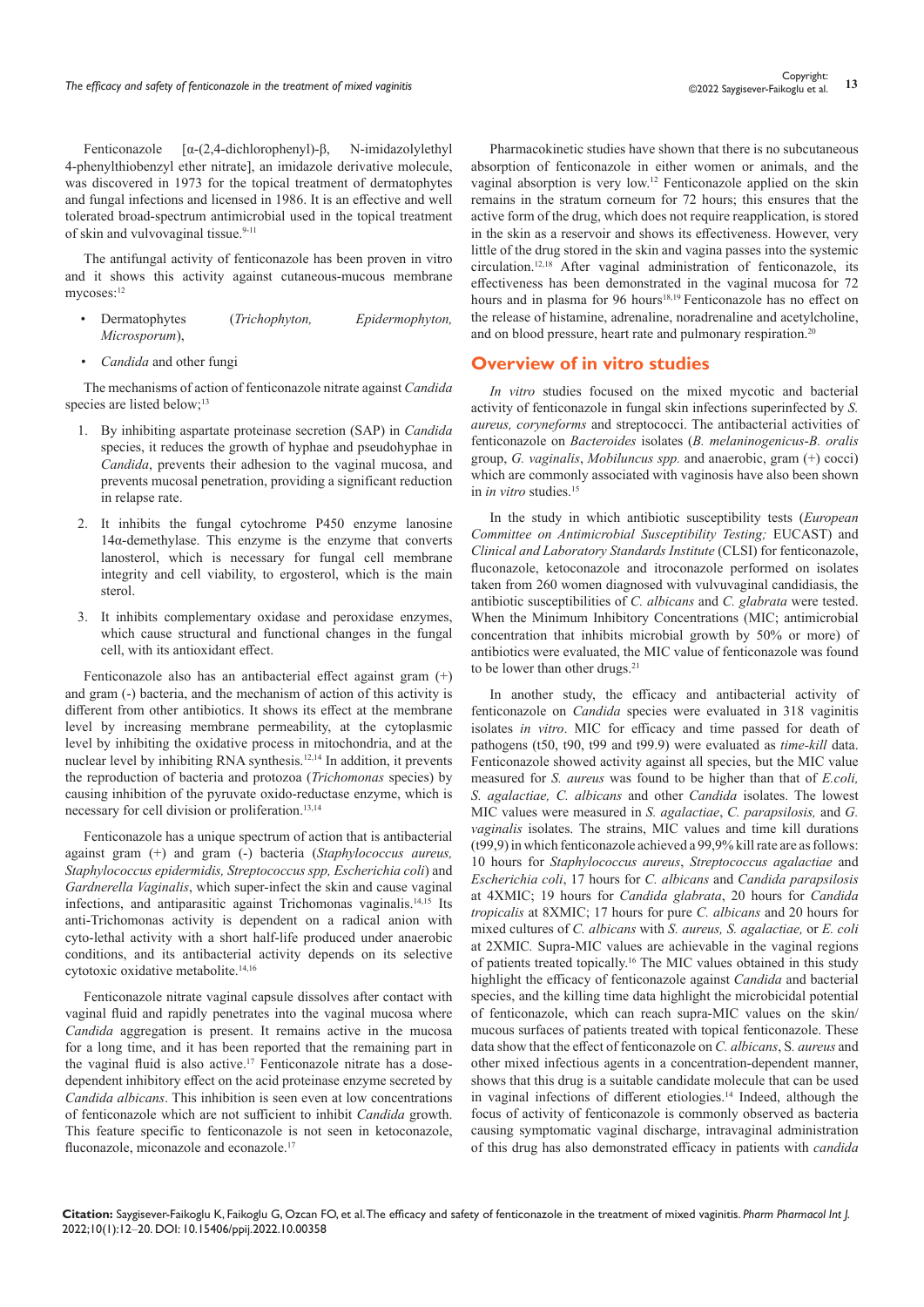Fenticonazole [α-(2,4-dichlorophenyl)-β, N-imidazolylethyl 4-phenylthiobenzyl ether nitrate], an imidazole derivative molecule, was discovered in 1973 for the topical treatment of dermatophytes and fungal infections and licensed in 1986. It is an effective and well tolerated broad-spectrum antimicrobial used in the topical treatment of skin and vulvovaginal tissue.[9-11]

The antifungal activity of fenticonazole has been proven in vitro and it shows this activity against cutaneous-mucous membrane mycoses:[12]

- Dermatophytes (*Trichophyton, Epidermophyton, Microsporum*),
- *Candida* and other fungi

The mechanisms of action of fenticonazole nitrate against *Candida* species are listed below;[13]

1. By inhibiting aspartate proteinase secretion (SAP) in *Candida* species, it reduces the growth of hyphae and pseudohyphae in *Candida*, prevents their adhesion to the vaginal mucosa, and prevents mucosal penetration, providing a significant reduction in relapse rate.
2. It inhibits the fungal cytochrome P450 enzyme lanosine 14α-demethylase. This enzyme is the enzyme that converts lanosterol, which is necessary for fungal cell membrane integrity and cell viability, to ergosterol, which is the main sterol.
3. It inhibits complementary oxidase and peroxidase enzymes, which cause structural and functional changes in the fungal cell, with its antioxidant effect.

Fenticonazole also has an antibacterial effect against gram (+) and gram (-) bacteria, and the mechanism of action of this activity is different from other antibiotics. It shows its effect at the membrane level by increasing membrane permeability, at the cytoplasmic level by inhibiting the oxidative process in mitochondria, and at the nuclear level by inhibiting RNA synthesis.[12,14] In addition, it prevents the reproduction of bacteria and protozoa (*Trichomonas* species) by causing inhibition of the pyruvate oxido-reductase enzyme, which is necessary for cell division or proliferation.[13,14]

Fenticonazole has a unique spectrum of action that is antibacterial against gram (+) and gram (-) bacteria (*Staphylococcus aureus, Staphylococcus epidermidis, Streptococcus spp, Escherichia coli*) and *Gardnerella Vaginalis*, which super-infect the skin and cause vaginal infections, and antiparasitic against Trichomonas vaginalis.[14,15] Its anti-Trichomonas activity is dependent on a radical anion with cyto-lethal activity with a short half-life produced under anaerobic conditions, and its antibacterial activity depends on its selective cytotoxic oxidative metabolite.[14,16]

Fenticonazole nitrate vaginal capsule dissolves after contact with vaginal fluid and rapidly penetrates into the vaginal mucosa where *Candida* aggregation is present. It remains active in the mucosa for a long time, and it has been reported that the remaining part in the vaginal fluid is also active.[17] Fenticonazole nitrate has a dose-dependent inhibitory effect on the acid proteinase enzyme secreted by *Candida albicans*. This inhibition is seen even at low concentrations of fenticonazole which are not sufficient to inhibit *Candida* growth. This feature specific to fenticonazole is not seen in ketoconazole, fluconazole, miconazole and econazole.[17]

Pharmacokinetic studies have shown that there is no subcutaneous absorption of fenticonazole in either women or animals, and the vaginal absorption is very low.[12] Fenticonazole applied on the skin remains in the stratum corneum for 72 hours; this ensures that the active form of the drug, which does not require reapplication, is stored in the skin as a reservoir and shows its effectiveness. However, very little of the drug stored in the skin and vagina passes into the systemic circulation.[12,18] After vaginal administration of fenticonazole, its effectiveness has been demonstrated in the vaginal mucosa for 72 hours and in plasma for 96 hours[18,19] Fenticonazole has no effect on the release of histamine, adrenaline, noradrenaline and acetylcholine, and on blood pressure, heart rate and pulmonary respiration.[20]

## Overview of in vitro studies

*In vitro* studies focused on the mixed mycotic and bacterial activity of fenticonazole in fungal skin infections superinfected by *S. aureus, coryneforms* and streptococci. The antibacterial activities of fenticonazole on *Bacteroides* isolates (*B. melaninogenicus-B. oralis* group, *G. vaginalis*, *Mobiluncus spp.* and anaerobic, gram (+) cocci) which are commonly associated with vaginosis have also been shown in *in vitro* studies.[15]

In the study in which antibiotic susceptibility tests (*European Committee on Antimicrobial Susceptibility Testing;* EUCAST) and *Clinical and Laboratory Standards Institute* (CLSI) for fenticonazole, fluconazole, ketoconazole and itroconazole performed on isolates taken from 260 women diagnosed with vulvuvaginal candidiasis, the antibiotic susceptibilities of *C. albicans* and *C. glabrata* were tested. When the Minimum Inhibitory Concentrations (MIC; antimicrobial concentration that inhibits microbial growth by 50% or more) of antibiotics were evaluated, the MIC value of fenticonazole was found to be lower than other drugs.[21]

In another study, the efficacy and antibacterial activity of fenticonazole on *Candida* species were evaluated in 318 vaginitis isolates *in vitro*. MIC for efficacy and time passed for death of pathogens (t50, t90, t99 and t99.9) were evaluated as *time-kill* data. Fenticonazole showed activity against all species, but the MIC value measured for *S. aureus* was found to be higher than that of *E.coli, S. agalactiae, C. albicans* and other *Candida* isolates. The lowest MIC values were measured in *S. agalactiae*, *C. parapsilosis,* and *G. vaginalis* isolates. The strains, MIC values and time kill durations (t99,9) in which fenticonazole achieved a 99,9% kill rate are as follows: 10 hours for *Staphylococcus aureus*, *Streptococcus agalactiae* and *Escherichia coli*, 17 hours for *C. albicans* and *Candida parapsilosis* at 4XMIC; 19 hours for *Candida glabrata*, 20 hours for *Candida tropicalis* at 8XMIC; 17 hours for pure *C. albicans* and 20 hours for mixed cultures of *C. albicans* with *S. aureus, S. agalactiae,* or *E. coli* at 2XMIC*.* Supra-MIC values are achievable in the vaginal regions of patients treated topically.[16] The MIC values obtained in this study highlight the efficacy of fenticonazole against *Candida* and bacterial species, and the killing time data highlight the microbicidal potential of fenticonazole, which can reach supra-MIC values on the skin/mucous surfaces of patients treated with topical fenticonazole. These data show that the effect of fenticonazole on *C. albicans*, S. *aureus* and other mixed infectious agents in a concentration-dependent manner, shows that this drug is a suitable candidate molecule that can be used in vaginal infections of different etiologies.[14] Indeed, although the focus of activity of fenticonazole is commonly observed as bacteria causing symptomatic vaginal discharge, intravaginal administration of this drug has also demonstrated efficacy in patients with *candida*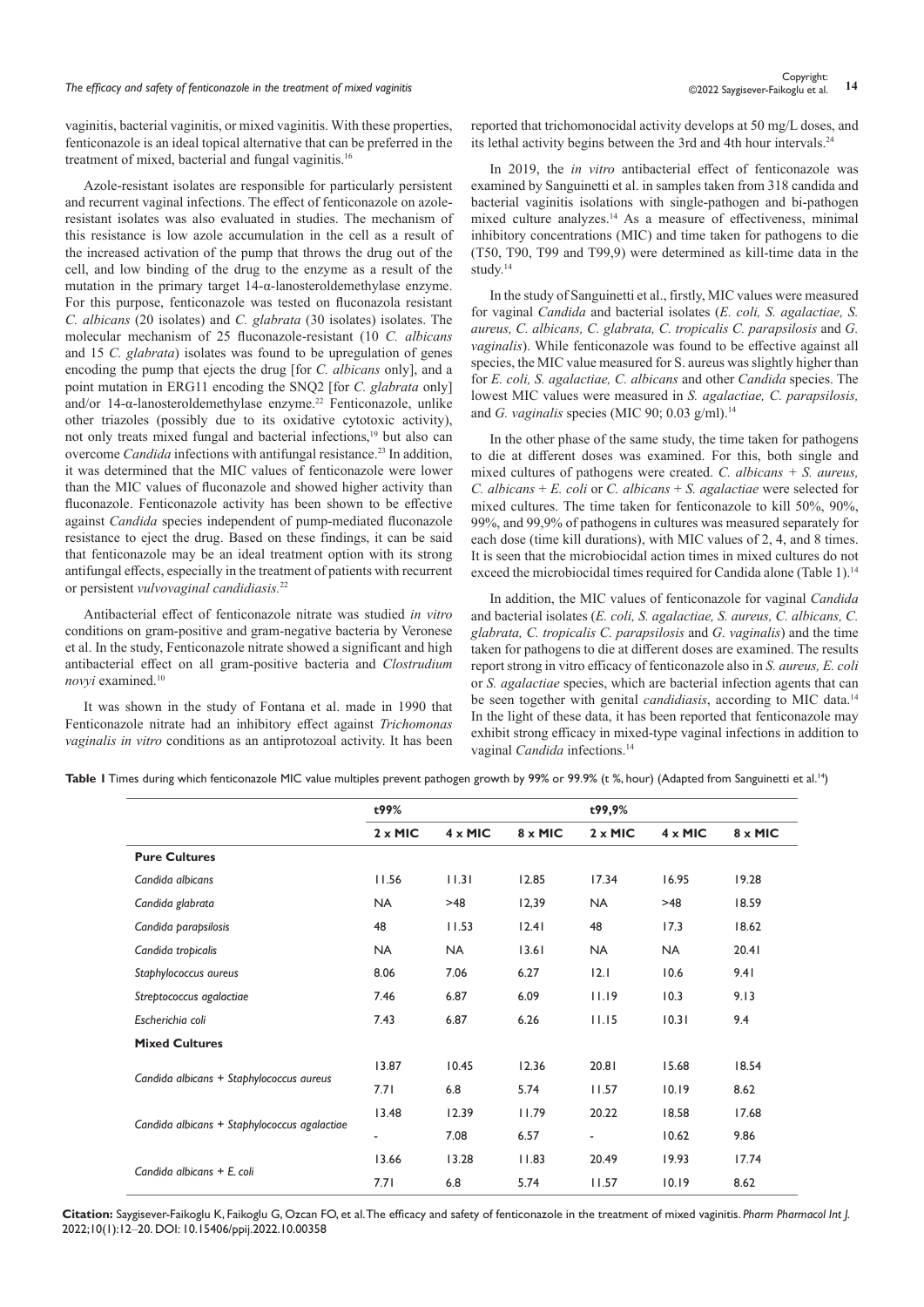vaginitis, bacterial vaginitis, or mixed vaginitis. With these properties, fenticonazole is an ideal topical alternative that can be preferred in the treatment of mixed, bacterial and fungal vaginitis.[16]

Azole-resistant isolates are responsible for particularly persistent and recurrent vaginal infections. The effect of fenticonazole on azole-resistant isolates was also evaluated in studies. The mechanism of this resistance is low azole accumulation in the cell as a result of the increased activation of the pump that throws the drug out of the cell, and low binding of the drug to the enzyme as a result of the mutation in the primary target 14-α-lanosteroldemethylase enzyme. For this purpose, fenticonazole was tested on fluconazola resistant *C. albicans* (20 isolates) and *C. glabrata* (30 isolates) isolates. The molecular mechanism of 25 fluconazole-resistant (10 *C. albicans* and 15 *C. glabrata*) isolates was found to be upregulation of genes encoding the pump that ejects the drug [for *C. albicans* only], and a point mutation in ERG11 encoding the SNQ2 [for *C. glabrata* only] and/or 14-α-lanosteroldemethylase enzyme.[22] Fenticonazole, unlike other triazoles (possibly due to its oxidative cytotoxic activity), not only treats mixed fungal and bacterial infections,[19] but also can overcome *Candida* infections with antifungal resistance.[23] In addition, it was determined that the MIC values of fenticonazole were lower than the MIC values of fluconazole and showed higher activity than fluconazole. Fenticonazole activity has been shown to be effective against *Candida* species independent of pump-mediated fluconazole resistance to eject the drug. Based on these findings, it can be said that fenticonazole may be an ideal treatment option with its strong antifungal effects, especially in the treatment of patients with recurrent or persistent *vulvovaginal candidiasis.*[22]

Antibacterial effect of fenticonazole nitrate was studied *in vitro* conditions on gram-positive and gram-negative bacteria by Veronese et al. In the study, Fenticonazole nitrate showed a significant and high antibacterial effect on all gram-positive bacteria and *Clostrudium novyi* examined.[10]

It was shown in the study of Fontana et al. made in 1990 that Fenticonazole nitrate had an inhibitory effect against *Trichomonas vaginalis in vitro* conditions as an antiprotozoal activity. It has been reported that trichomonocidal activity develops at 50 mg/L doses, and its lethal activity begins between the 3rd and 4th hour intervals.[24]

In 2019, the *in vitro* antibacterial effect of fenticonazole was examined by Sanguinetti et al. in samples taken from 318 candida and bacterial vaginitis isolations with single-pathogen and bi-pathogen mixed culture analyzes.[14] As a measure of effectiveness, minimal inhibitory concentrations (MIC) and time taken for pathogens to die (T50, T90, T99 and T99,9) were determined as kill-time data in the study.[14]

In the study of Sanguinetti et al., firstly, MIC values were measured for vaginal *Candida* and bacterial isolates (*E. coli, S. agalactiae, S. aureus, C. albicans, C. glabrata, C. tropicalis C. parapsilosis* and *G. vaginalis*). While fenticonazole was found to be effective against all species, the MIC value measured for S. aureus was slightly higher than for *E. coli, S. agalactiae, C. albicans* and other *Candida* species. The lowest MIC values were measured in *S. agalactiae, C. parapsilosis,* and *G. vaginalis* species (MIC 90; 0.03 g/ml).[14]

In the other phase of the same study, the time taken for pathogens to die at different doses was examined. For this, both single and mixed cultures of pathogens were created. *C. albicans + S. aureus, C. albicans + E. coli* or *C. albicans + S. agalactiae* were selected for mixed cultures. The time taken for fenticonazole to kill 50%, 90%, 99%, and 99,9% of pathogens in cultures was measured separately for each dose (time kill durations), with MIC values of 2, 4, and 8 times. It is seen that the microbiocidal action times in mixed cultures do not exceed the microbiocidal times required for Candida alone (Table 1).[14]

In addition, the MIC values of fenticonazole for vaginal *Candida* and bacterial isolates (*E. coli, S. agalactiae, S. aureus, C. albicans, C. glabrata, C. tropicalis C. parapsilosis* and *G. vaginalis*) and the time taken for pathogens to die at different doses are examined. The results report strong in vitro efficacy of fenticonazole also in *S. aureus, E. coli* or *S. agalactiae* species, which are bacterial infection agents that can be seen together with genital *candidiasis*, according to MIC data.[14] In the light of these data, it has been reported that fenticonazole may exhibit strong efficacy in mixed-type vaginal infections in addition to vaginal *Candida* infections.[14]

**Table 1** Times during which fenticonazole MIC value multiples prevent pathogen growth by 99% or 99.9% (t %, hour) (Adapted from Sanguinetti et al.[14])

| | t99% | | | t99,9% | | |
|---|---|---|---|---|---|---|
| | 2 x MIC | 4 x MIC | 8 x MIC | 2 x MIC | 4 x MIC | 8 x MIC |
| **Pure Cultures** | | | | | | |
| *Candida albicans* | 11.56 | 11.31 | 12.85 | 17.34 | 16.95 | 19.28 |
| *Candida glabrata* | NA | >48 | 12,39 | NA | >48 | 18.59 |
| *Candida parapsilosis* | 48 | 11.53 | 12.41 | 48 | 17.3 | 18.62 |
| *Candida tropicalis* | NA | NA | 13.61 | NA | NA | 20.41 |
| *Staphylococcus aureus* | 8.06 | 7.06 | 6.27 | 12.1 | 10.6 | 9.41 |
| *Streptococcus agalactiae* | 7.46 | 6.87 | 6.09 | 11.19 | 10.3 | 9.13 |
| *Escherichia coli* | 7.43 | 6.87 | 6.26 | 11.15 | 10.31 | 9.4 |
| **Mixed Cultures** | | | | | | |
| *Candida albicans + Staphylococcus aureus* | 13.87 | 10.45 | 12.36 | 20.81 | 15.68 | 18.54 |
| | 7.71 | 6.8 | 5.74 | 11.57 | 10.19 | 8.62 |
| *Candida albicans + Staphylococcus agalactiae* | 13.48 | 12.39 | 11.79 | 20.22 | 18.58 | 17.68 |
| | - | 7.08 | 6.57 | - | 10.62 | 9.86 |
| *Candida albicans + E. coli* | 13.66 | 13.28 | 11.83 | 20.49 | 19.93 | 17.74 |
| | 7.71 | 6.8 | 5.74 | 11.57 | 10.19 | 8.62 |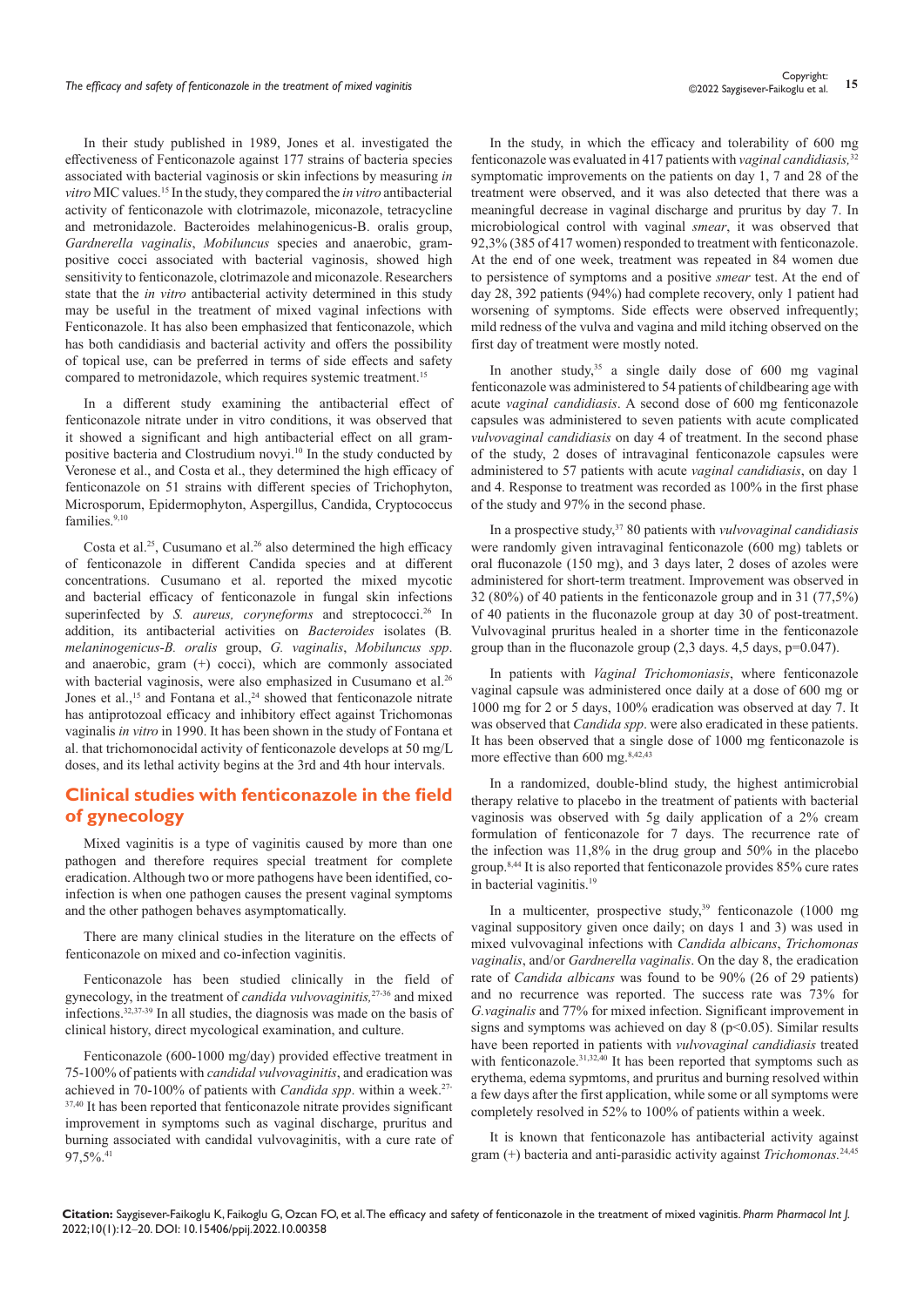In their study published in 1989, Jones et al. investigated the effectiveness of Fenticonazole against 177 strains of bacteria species associated with bacterial vaginosis or skin infections by measuring *in vitro* MIC values.[15] In the study, they compared the *in vitro* antibacterial activity of fenticonazole with clotrimazole, miconazole, tetracycline and metronidazole. Bacteroides melahinogenicus-B. oralis group, *Gardnerella vaginalis*, *Mobiluncus* species and anaerobic, gram-positive cocci associated with bacterial vaginosis, showed high sensitivity to fenticonazole, clotrimazole and miconazole. Researchers state that the *in vitro* antibacterial activity determined in this study may be useful in the treatment of mixed vaginal infections with Fenticonazole. It has also been emphasized that fenticonazole, which has both candidiasis and bacterial activity and offers the possibility of topical use, can be preferred in terms of side effects and safety compared to metronidazole, which requires systemic treatment.[15]

In a different study examining the antibacterial effect of fenticonazole nitrate under in vitro conditions, it was observed that it showed a significant and high antibacterial effect on all gram-positive bacteria and Clostrudium novyi.[10] In the study conducted by Veronese et al., and Costa et al., they determined the high efficacy of fenticonazole on 51 strains with different species of Trichophyton, Microsporum, Epidermophyton, Aspergillus, Candida, Cryptococcus families.[9,10]

Costa et al.[25], Cusumano et al.[26] also determined the high efficacy of fenticonazole in different Candida species and at different concentrations. Cusumano et al. reported the mixed mycotic and bacterial efficacy of fenticonazole in fungal skin infections superinfected by *S. aureus, coryneforms* and streptococci.[26] In addition, its antibacterial activities on *Bacteroides* isolates (B. *melaninogenicus-B. oralis* group, *G. vaginalis*, *Mobiluncus spp*. and anaerobic, gram (+) cocci), which are commonly associated with bacterial vaginosis, were also emphasized in Cusumano et al.[26] Jones et al.,[15] and Fontana et al.,[24] showed that fenticonazole nitrate has antiprotozoal efficacy and inhibitory effect against Trichomonas vaginalis *in vitro* in 1990. It has been shown in the study of Fontana et al. that trichomonocidal activity of fenticonazole develops at 50 mg/L doses, and its lethal activity begins at the 3rd and 4th hour intervals.

## Clinical studies with fenticonazole in the field of gynecology

Mixed vaginitis is a type of vaginitis caused by more than one pathogen and therefore requires special treatment for complete eradication. Although two or more pathogens have been identified, co-infection is when one pathogen causes the present vaginal symptoms and the other pathogen behaves asymptomatically.

There are many clinical studies in the literature on the effects of fenticonazole on mixed and co-infection vaginitis.

Fenticonazole has been studied clinically in the field of gynecology, in the treatment of *candida vulvovaginitis,*[27-36] and mixed infections.[32,37-39] In all studies, the diagnosis was made on the basis of clinical history, direct mycological examination, and culture.

Fenticonazole (600-1000 mg/day) provided effective treatment in 75-100% of patients with *candidal vulvovaginitis*, and eradication was achieved in 70-100% of patients with *Candida spp*. within a week.[27-37,40] It has been reported that fenticonazole nitrate provides significant improvement in symptoms such as vaginal discharge, pruritus and burning associated with candidal vulvovaginitis, with a cure rate of 97,5%.[41]

In the study, in which the efficacy and tolerability of 600 mg fenticonazole was evaluated in 417 patients with *vaginal candidiasis,*[32] symptomatic improvements on the patients on day 1, 7 and 28 of the treatment were observed, and it was also detected that there was a meaningful decrease in vaginal discharge and pruritus by day 7. In microbiological control with vaginal *smear*, it was observed that 92,3% (385 of 417 women) responded to treatment with fenticonazole. At the end of one week, treatment was repeated in 84 women due to persistence of symptoms and a positive *smear* test. At the end of day 28, 392 patients (94%) had complete recovery, only 1 patient had worsening of symptoms. Side effects were observed infrequently; mild redness of the vulva and vagina and mild itching observed on the first day of treatment were mostly noted.

In another study,[35] a single daily dose of 600 mg vaginal fenticonazole was administered to 54 patients of childbearing age with acute *vaginal candidiasis*. A second dose of 600 mg fenticonazole capsules was administered to seven patients with acute complicated *vulvovaginal candidiasis* on day 4 of treatment. In the second phase of the study, 2 doses of intravaginal fenticonazole capsules were administered to 57 patients with acute *vaginal candidiasis*, on day 1 and 4. Response to treatment was recorded as 100% in the first phase of the study and 97% in the second phase.

In a prospective study,[37] 80 patients with *vulvovaginal candidiasis* were randomly given intravaginal fenticonazole (600 mg) tablets or oral fluconazole (150 mg), and 3 days later, 2 doses of azoles were administered for short-term treatment. Improvement was observed in 32 (80%) of 40 patients in the fenticonazole group and in 31 (77,5%) of 40 patients in the fluconazole group at day 30 of post-treatment. Vulvovaginal pruritus healed in a shorter time in the fenticonazole group than in the fluconazole group (2,3 days. 4,5 days, p=0.047).

In patients with *Vaginal Trichomoniasis*, where fenticonazole vaginal capsule was administered once daily at a dose of 600 mg or 1000 mg for 2 or 5 days, 100% eradication was observed at day 7. It was observed that *Candida spp*. were also eradicated in these patients. It has been observed that a single dose of 1000 mg fenticonazole is more effective than 600 mg.[8,42,43]

In a randomized, double-blind study, the highest antimicrobial therapy relative to placebo in the treatment of patients with bacterial vaginosis was observed with 5g daily application of a 2% cream formulation of fenticonazole for 7 days. The recurrence rate of the infection was 11,8% in the drug group and 50% in the placebo group.[8,44] It is also reported that fenticonazole provides 85% cure rates in bacterial vaginitis.[19]

In a multicenter, prospective study,[39] fenticonazole (1000 mg vaginal suppository given once daily; on days 1 and 3) was used in mixed vulvovaginal infections with *Candida albicans*, *Trichomonas vaginalis*, and/or *Gardnerella vaginalis*. On the day 8, the eradication rate of *Candida albicans* was found to be 90% (26 of 29 patients) and no recurrence was reported. The success rate was 73% for *G.vaginalis* and 77% for mixed infection. Significant improvement in signs and symptoms was achieved on day 8 ($p<0.05$). Similar results have been reported in patients with *vulvovaginal candidiasis* treated with fenticonazole.[31,32,40] It has been reported that symptoms such as erythema, edema sypmtoms, and pruritus and burning resolved within a few days after the first application, while some or all symptoms were completely resolved in 52% to 100% of patients within a week.

It is known that fenticonazole has antibacterial activity against gram (+) bacteria and anti-parasidic activity against *Trichomonas.*[24,45]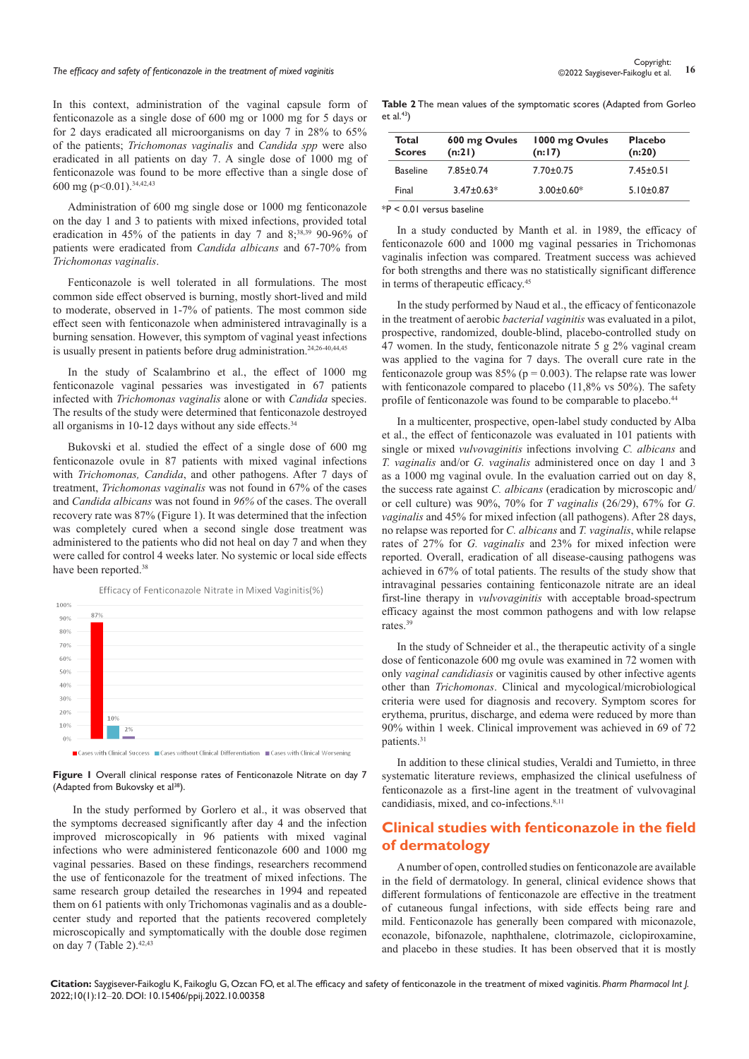In this context, administration of the vaginal capsule form of fenticonazole as a single dose of 600 mg or 1000 mg for 5 days or for 2 days eradicated all microorganisms on day 7 in 28% to 65% of the patients; *Trichomonas vaginalis* and *Candida spp* were also eradicated in all patients on day 7. A single dose of 1000 mg of fenticonazole was found to be more effective than a single dose of 600 mg (p<0.01).[34,42,43]

Administration of 600 mg single dose or 1000 mg fenticonazole on the day 1 and 3 to patients with mixed infections, provided total eradication in 45% of the patients in day 7 and 8;[38,39] 90-96% of patients were eradicated from *Candida albicans* and 67-70% from *Trichomonas vaginalis*.

Fenticonazole is well tolerated in all formulations. The most common side effect observed is burning, mostly short-lived and mild to moderate, observed in 1-7% of patients. The most common side effect seen with fenticonazole when administered intravaginally is a burning sensation. However, this symptom of vaginal yeast infections is usually present in patients before drug administration.[24,26-40,44,45]

In the study of Scalambrino et al., the effect of 1000 mg fenticonazole vaginal pessaries was investigated in 67 patients infected with *Trichomonas vaginalis* alone or with *Candida* species. The results of the study were determined that fenticonazole destroyed all organisms in 10-12 days without any side effects.[34]

Bukovski et al. studied the effect of a single dose of 600 mg fenticonazole ovule in 87 patients with mixed vaginal infections with *Trichomonas, Candida*, and other pathogens. After 7 days of treatment, *Trichomonas vaginalis* was not found in 67% of the cases and *Candida albicans* was not found in *96%* of the cases. The overall recovery rate was 87% (Figure 1). It was determined that the infection was completely cured when a second single dose treatment was administered to the patients who did not heal on day 7 and when they were called for control 4 weeks later. No systemic or local side effects have been reported.[38]

Efficacy of Fenticonazole Nitrate in Mixed Vaginitis(%)

| | Cases with Clinical Success | Cases without Clinical Differentiation | Cases with Clinical Worsening |
|---|---|---|---|
| % | 87% | 10% | 2% |

**Figure 1** Overall clinical response rates of Fenticonazole Nitrate on day 7 (Adapted from Bukovsky et al[38]).

In the study performed by Gorlero et al., it was observed that the symptoms decreased significantly after day 4 and the infection improved microscopically in 96 patients with mixed vaginal infections who were administered fenticonazole 600 and 1000 mg vaginal pessaries. Based on these findings, researchers recommend the use of fenticonazole for the treatment of mixed infections. The same research group detailed the researches in 1994 and repeated them on 61 patients with only Trichomonas vaginalis and as a double-center study and reported that the patients recovered completely microscopically and symptomatically with the double dose regimen on day 7 (Table 2).[42,43]

**Table 2** The mean values of the symptomatic scores (Adapted from Gorleo et al.[43])

| Total Scores | 600 mg Ovules (n:21) | 1000 mg Ovules (n:17) | Placebo (n:20) |
|---|---|---|---|
| Baseline | 7.85±0.74 | 7.70±0.75 | 7.45±0.51 |
| Final | 3.47±0.63* | 3.00±0.60* | 5.10±0.87 |

*P < 0.01 versus baseline

In a study conducted by Manth et al. in 1989, the efficacy of fenticonazole 600 and 1000 mg vaginal pessaries in Trichomonas vaginalis infection was compared. Treatment success was achieved for both strengths and there was no statistically significant difference in terms of therapeutic efficacy.[45]

In the study performed by Naud et al., the efficacy of fenticonazole in the treatment of aerobic *bacterial vaginitis* was evaluated in a pilot, prospective, randomized, double-blind, placebo-controlled study on 47 women. In the study, fenticonazole nitrate 5 g 2% vaginal cream was applied to the vagina for 7 days. The overall cure rate in the fenticonazole group was 85% (p = 0.003). The relapse rate was lower with fenticonazole compared to placebo (11,8% vs 50%). The safety profile of fenticonazole was found to be comparable to placebo.[44]

In a multicenter, prospective, open-label study conducted by Alba et al., the effect of fenticonazole was evaluated in 101 patients with single or mixed *vulvovaginitis* infections involving *C. albicans* and *T. vaginalis* and/or *G. vaginalis* administered once on day 1 and 3 as a 1000 mg vaginal ovule. In the evaluation carried out on day 8, the success rate against *C. albicans* (eradication by microscopic and/or cell culture) was 90%, 70% for *T vaginalis* (26/29), 67% for *G. vaginalis* and 45% for mixed infection (all pathogens). After 28 days, no relapse was reported for *C. albicans* and *T. vaginalis*, while relapse rates of 27% for *G. vaginalis* and 23% for mixed infection were reported. Overall, eradication of all disease-causing pathogens was achieved in 67% of total patients. The results of the study show that intravaginal pessaries containing fenticonazole nitrate are an ideal first-line therapy in *vulvovaginitis* with acceptable broad-spectrum efficacy against the most common pathogens and with low relapse rates.[39]

In the study of Schneider et al., the therapeutic activity of a single dose of fenticonazole 600 mg ovule was examined in 72 women with only *vaginal candidiasis* or vaginitis caused by other infective agents other than *Trichomonas*. Clinical and mycological/microbiological criteria were used for diagnosis and recovery. Symptom scores for erythema, pruritus, discharge, and edema were reduced by more than 90% within 1 week. Clinical improvement was achieved in 69 of 72 patients.[31]

In addition to these clinical studies, Veraldi and Tumietto, in three systematic literature reviews, emphasized the clinical usefulness of fenticonazole as a first-line agent in the treatment of vulvovaginal candidiasis, mixed, and co-infections.[8,11]

## Clinical studies with fenticonazole in the field of dermatology

A number of open, controlled studies on fenticonazole are available in the field of dermatology. In general, clinical evidence shows that different formulations of fenticonazole are effective in the treatment of cutaneous fungal infections, with side effects being rare and mild. Fenticonazole has generally been compared with miconazole, econazole, bifonazole, naphthalene, clotrimazole, ciclopiroxamine, and placebo in these studies. It has been observed that it is mostly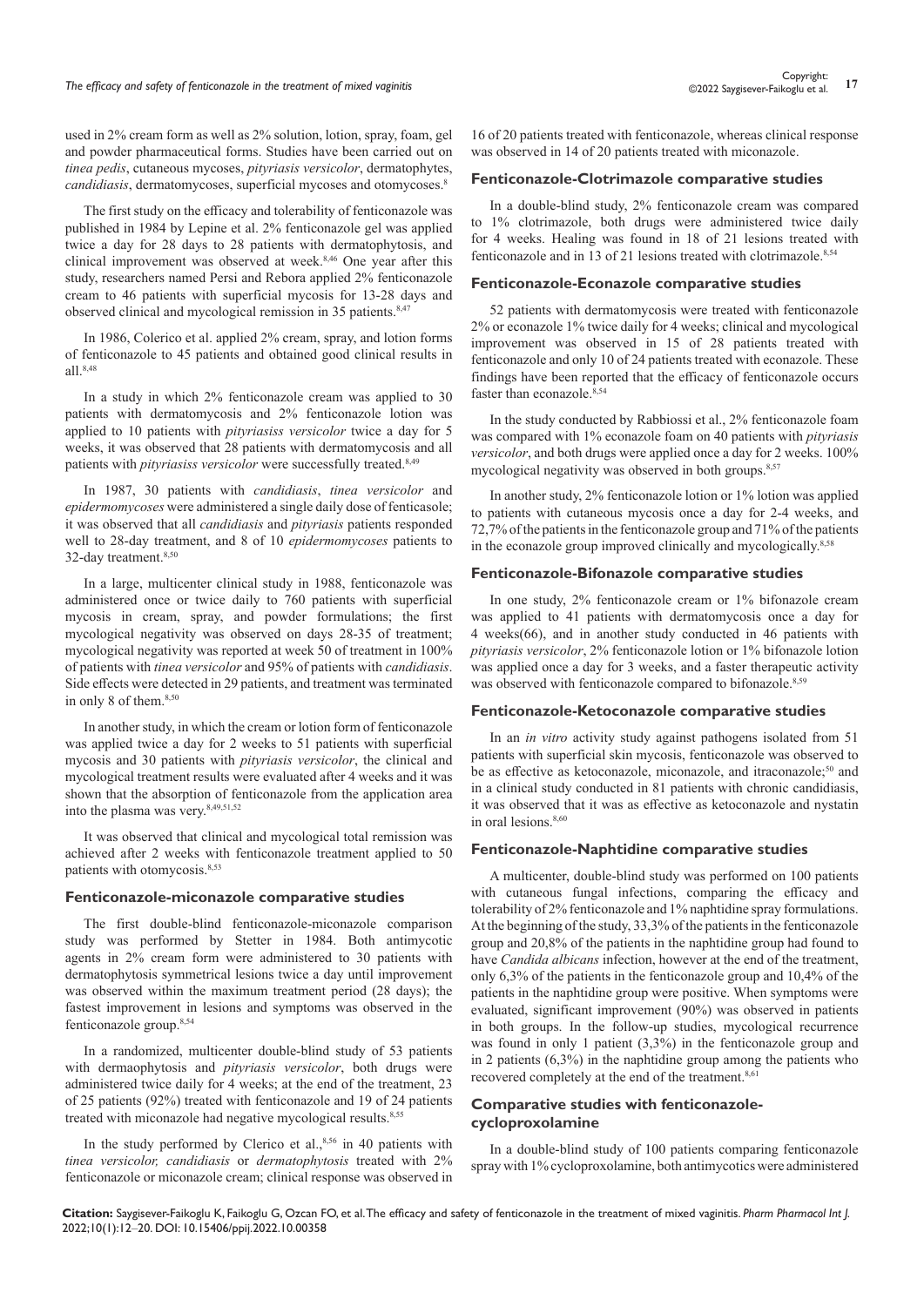used in 2% cream form as well as 2% solution, lotion, spray, foam, gel and powder pharmaceutical forms. Studies have been carried out on *tinea pedis*, cutaneous mycoses, *pityriasis versicolor*, dermatophytes, *candidiasis*, dermatomycoses, superficial mycoses and otomycoses.[8]

The first study on the efficacy and tolerability of fenticonazole was published in 1984 by Lepine et al. 2% fenticonazole gel was applied twice a day for 28 days to 28 patients with dermatophytosis, and clinical improvement was observed at week.[8,46] One year after this study, researchers named Persi and Rebora applied 2% fenticonazole cream to 46 patients with superficial mycosis for 13-28 days and observed clinical and mycological remission in 35 patients.[8,47]

In 1986, Colerico et al. applied 2% cream, spray, and lotion forms of fenticonazole to 45 patients and obtained good clinical results in all.[8,48]

In a study in which 2% fenticonazole cream was applied to 30 patients with dermatomycosis and 2% fenticonazole lotion was applied to 10 patients with *pityriasiss versicolor* twice a day for 5 weeks, it was observed that 28 patients with dermatomycosis and all patients with *pityriasiss versicolor* were successfully treated.[8,49]

In 1987, 30 patients with *candidiasis*, *tinea versicolor* and *epidermomycoses* were administered a single daily dose of fenticasole; it was observed that all *candidiasis* and *pityriasis* patients responded well to 28-day treatment, and 8 of 10 *epidermomycoses* patients to 32-day treatment.[8,50]

In a large, multicenter clinical study in 1988, fenticonazole was administered once or twice daily to 760 patients with superficial mycosis in cream, spray, and powder formulations; the first mycological negativity was observed on days 28-35 of treatment; mycological negativity was reported at week 50 of treatment in 100% of patients with *tinea versicolor* and 95% of patients with *candidiasis*. Side effects were detected in 29 patients, and treatment was terminated in only 8 of them.[8,50]

In another study, in which the cream or lotion form of fenticonazole was applied twice a day for 2 weeks to 51 patients with superficial mycosis and 30 patients with *pityriasis versicolor*, the clinical and mycological treatment results were evaluated after 4 weeks and it was shown that the absorption of fenticonazole from the application area into the plasma was very.[8,49,51,52]

It was observed that clinical and mycological total remission was achieved after 2 weeks with fenticonazole treatment applied to 50 patients with otomycosis.[8,53]

### Fenticonazole-miconazole comparative studies

The first double-blind fenticonazole-miconazole comparison study was performed by Stetter in 1984. Both antimycotic agents in 2% cream form were administered to 30 patients with dermatophytosis symmetrical lesions twice a day until improvement was observed within the maximum treatment period (28 days); the fastest improvement in lesions and symptoms was observed in the fenticonazole group.[8,54]

In a randomized, multicenter double-blind study of 53 patients with dermaophytosis and *pityriasis versicolor*, both drugs were administered twice daily for 4 weeks; at the end of the treatment, 23 of 25 patients (92%) treated with fenticonazole and 19 of 24 patients treated with miconazole had negative mycological results.[8,55]

In the study performed by Clerico et al.,[8,56] in 40 patients with *tinea versicolor, candidiasis* or *dermatophytosis* treated with 2% fenticonazole or miconazole cream; clinical response was observed in 16 of 20 patients treated with fenticonazole, whereas clinical response was observed in 14 of 20 patients treated with miconazole.

### Fenticonazole-Clotrimazole comparative studies

In a double-blind study, 2% fenticonazole cream was compared to 1% clotrimazole, both drugs were administered twice daily for 4 weeks. Healing was found in 18 of 21 lesions treated with fenticonazole and in 13 of 21 lesions treated with clotrimazole.[8,54]

### Fenticonazole-Econazole comparative studies

52 patients with dermatomycosis were treated with fenticonazole 2% or econazole 1% twice daily for 4 weeks; clinical and mycological improvement was observed in 15 of 28 patients treated with fenticonazole and only 10 of 24 patients treated with econazole. These findings have been reported that the efficacy of fenticonazole occurs faster than econazole.[8,54]

In the study conducted by Rabbiossi et al., 2% fenticonazole foam was compared with 1% econazole foam on 40 patients with *pityriasis versicolor*, and both drugs were applied once a day for 2 weeks. 100% mycological negativity was observed in both groups.[8,57]

In another study, 2% fenticonazole lotion or 1% lotion was applied to patients with cutaneous mycosis once a day for 2-4 weeks, and 72,7% of the patients in the fenticonazole group and 71% of the patients in the econazole group improved clinically and mycologically.[8,58]

### Fenticonazole-Bifonazole comparative studies

In one study, 2% fenticonazole cream or 1% bifonazole cream was applied to 41 patients with dermatomycosis once a day for 4 weeks(66), and in another study conducted in 46 patients with *pityriasis versicolor*, 2% fenticonazole lotion or 1% bifonazole lotion was applied once a day for 3 weeks, and a faster therapeutic activity was observed with fenticonazole compared to bifonazole.[8,59]

### Fenticonazole-Ketoconazole comparative studies

In an *in vitro* activity study against pathogens isolated from 51 patients with superficial skin mycosis, fenticonazole was observed to be as effective as ketoconazole, miconazole, and itraconazole;[50] and in a clinical study conducted in 81 patients with chronic candidiasis, it was observed that it was as effective as ketoconazole and nystatin in oral lesions.[8,60]

### Fenticonazole-Naphtidine comparative studies

A multicenter, double-blind study was performed on 100 patients with cutaneous fungal infections, comparing the efficacy and tolerability of 2% fenticonazole and 1% naphtidine spray formulations. At the beginning of the study, 33,3% of the patients in the fenticonazole group and 20,8% of the patients in the naphtidine group had found to have *Candida albicans* infection, however at the end of the treatment, only 6,3% of the patients in the fenticonazole group and 10,4% of the patients in the naphtidine group were positive. When symptoms were evaluated, significant improvement (90%) was observed in patients in both groups. In the follow-up studies, mycological recurrence was found in only 1 patient (3,3%) in the fenticonazole group and in 2 patients (6,3%) in the naphtidine group among the patients who recovered completely at the end of the treatment.[8,61]

### Comparative studies with fenticonazole-cycloproxolamine

In a double-blind study of 100 patients comparing fenticonazole spray with 1% cycloproxolamine, both antimycotics were administered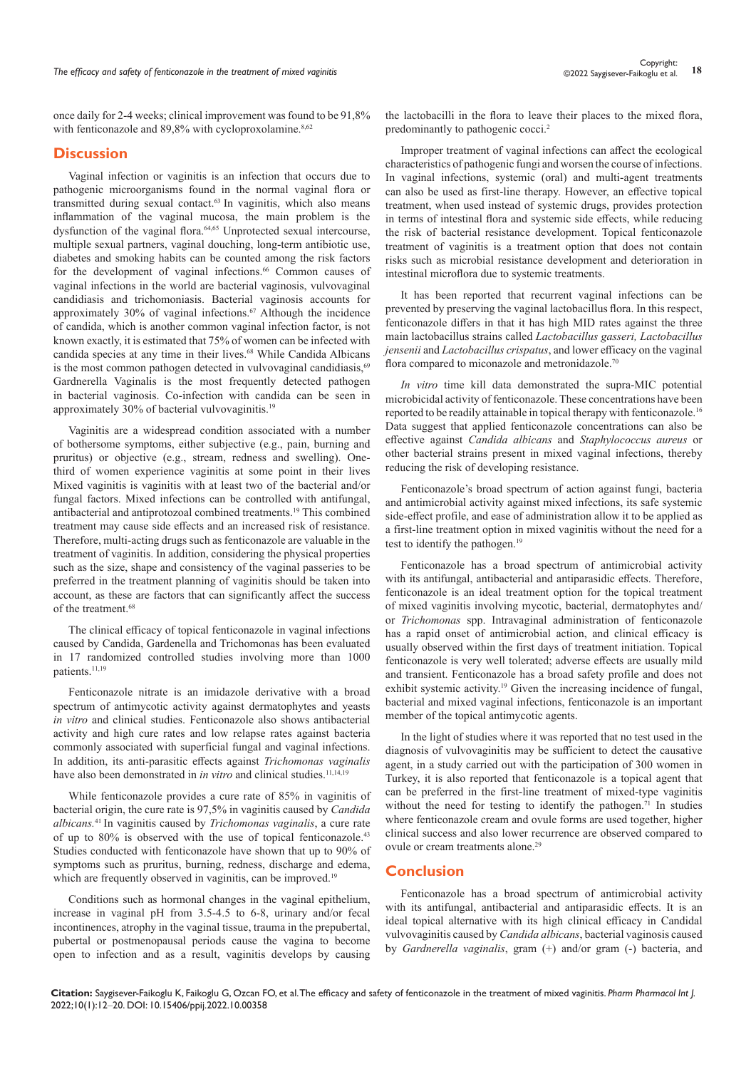once daily for 2-4 weeks; clinical improvement was found to be 91,8% with fenticonazole and 89,8% with cycloproxolamine.[8,62]

## Discussion

Vaginal infection or vaginitis is an infection that occurs due to pathogenic microorganisms found in the normal vaginal flora or transmitted during sexual contact.[63] In vaginitis, which also means inflammation of the vaginal mucosa, the main problem is the dysfunction of the vaginal flora.[64,65] Unprotected sexual intercourse, multiple sexual partners, vaginal douching, long-term antibiotic use, diabetes and smoking habits can be counted among the risk factors for the development of vaginal infections.[66] Common causes of vaginal infections in the world are bacterial vaginosis, vulvovaginal candidiasis and trichomoniasis. Bacterial vaginosis accounts for approximately 30% of vaginal infections.[67] Although the incidence of candida, which is another common vaginal infection factor, is not known exactly, it is estimated that 75% of women can be infected with candida species at any time in their lives.[68] While Candida Albicans is the most common pathogen detected in vulvovaginal candidiasis,[69] Gardnerella Vaginalis is the most frequently detected pathogen in bacterial vaginosis. Co-infection with candida can be seen in approximately 30% of bacterial vulvovaginitis.[19]

Vaginitis are a widespread condition associated with a number of bothersome symptoms, either subjective (e.g., pain, burning and pruritus) or objective (e.g., stream, redness and swelling). One-third of women experience vaginitis at some point in their lives Mixed vaginitis is vaginitis with at least two of the bacterial and/or fungal factors. Mixed infections can be controlled with antifungal, antibacterial and antiprotozoal combined treatments.[19] This combined treatment may cause side effects and an increased risk of resistance. Therefore, multi-acting drugs such as fenticonazole are valuable in the treatment of vaginitis. In addition, considering the physical properties such as the size, shape and consistency of the vaginal passeries to be preferred in the treatment planning of vaginitis should be taken into account, as these are factors that can significantly affect the success of the treatment.[68]

The clinical efficacy of topical fenticonazole in vaginal infections caused by Candida, Gardenella and Trichomonas has been evaluated in 17 randomized controlled studies involving more than 1000 patients.[11,19]

Fenticonazole nitrate is an imidazole derivative with a broad spectrum of antimycotic activity against dermatophytes and yeasts *in vitro* and clinical studies. Fenticonazole also shows antibacterial activity and high cure rates and low relapse rates against bacteria commonly associated with superficial fungal and vaginal infections. In addition, its anti-parasitic effects against *Trichomonas vaginalis* have also been demonstrated in *in vitro* and clinical studies.[11,14,19]

While fenticonazole provides a cure rate of 85% in vaginitis of bacterial origin, the cure rate is 97,5% in vaginitis caused by *Candida albicans.*[41] In vaginitis caused by *Trichomonas vaginalis*, a cure rate of up to 80% is observed with the use of topical fenticonazole.[43] Studies conducted with fenticonazole have shown that up to 90% of symptoms such as pruritus, burning, redness, discharge and edema, which are frequently observed in vaginitis, can be improved.[19]

Conditions such as hormonal changes in the vaginal epithelium, increase in vaginal pH from 3.5-4.5 to 6-8, urinary and/or fecal incontinences, atrophy in the vaginal tissue, trauma in the prepubertal, pubertal or postmenopausal periods cause the vagina to become open to infection and as a result, vaginitis develops by causing the lactobacilli in the flora to leave their places to the mixed flora, predominantly to pathogenic cocci.[2]

Improper treatment of vaginal infections can affect the ecological characteristics of pathogenic fungi and worsen the course of infections. In vaginal infections, systemic (oral) and multi-agent treatments can also be used as first-line therapy. However, an effective topical treatment, when used instead of systemic drugs, provides protection in terms of intestinal flora and systemic side effects, while reducing the risk of bacterial resistance development. Topical fenticonazole treatment of vaginitis is a treatment option that does not contain risks such as microbial resistance development and deterioration in intestinal microflora due to systemic treatments.

It has been reported that recurrent vaginal infections can be prevented by preserving the vaginal lactobacillus flora. In this respect, fenticonazole differs in that it has high MID rates against the three main lactobacillus strains called *Lactobacillus gasseri, Lactobacillus jensenii* and *Lactobacillus crispatus*, and lower efficacy on the vaginal flora compared to miconazole and metronidazole.[70]

*In vitro* time kill data demonstrated the supra-MIC potential microbicidal activity of fenticonazole. These concentrations have been reported to be readily attainable in topical therapy with fenticonazole.[16] Data suggest that applied fenticonazole concentrations can also be effective against *Candida albicans* and *Staphylococcus aureus* or other bacterial strains present in mixed vaginal infections, thereby reducing the risk of developing resistance.

Fenticonazole's broad spectrum of action against fungi, bacteria and antimicrobial activity against mixed infections, its safe systemic side-effect profile, and ease of administration allow it to be applied as a first-line treatment option in mixed vaginitis without the need for a test to identify the pathogen.[19]

Fenticonazole has a broad spectrum of antimicrobial activity with its antifungal, antibacterial and antiparasidic effects. Therefore, fenticonazole is an ideal treatment option for the topical treatment of mixed vaginitis involving mycotic, bacterial, dermatophytes and/or *Trichomonas* spp. Intravaginal administration of fenticonazole has a rapid onset of antimicrobial action, and clinical efficacy is usually observed within the first days of treatment initiation. Topical fenticonazole is very well tolerated; adverse effects are usually mild and transient. Fenticonazole has a broad safety profile and does not exhibit systemic activity.[19] Given the increasing incidence of fungal, bacterial and mixed vaginal infections, fenticonazole is an important member of the topical antimycotic agents.

In the light of studies where it was reported that no test used in the diagnosis of vulvovaginitis may be sufficient to detect the causative agent, in a study carried out with the participation of 300 women in Turkey, it is also reported that fenticonazole is a topical agent that can be preferred in the first-line treatment of mixed-type vaginitis without the need for testing to identify the pathogen.[71] In studies where fenticonazole cream and ovule forms are used together, higher clinical success and also lower recurrence are observed compared to ovule or cream treatments alone.[29]

## Conclusion

Fenticonazole has a broad spectrum of antimicrobial activity with its antifungal, antibacterial and antiparasidic effects. It is an ideal topical alternative with its high clinical efficacy in Candidal vulvovaginitis caused by *Candida albicans*, bacterial vaginosis caused by *Gardnerella vaginalis*, gram (+) and/or gram (-) bacteria, and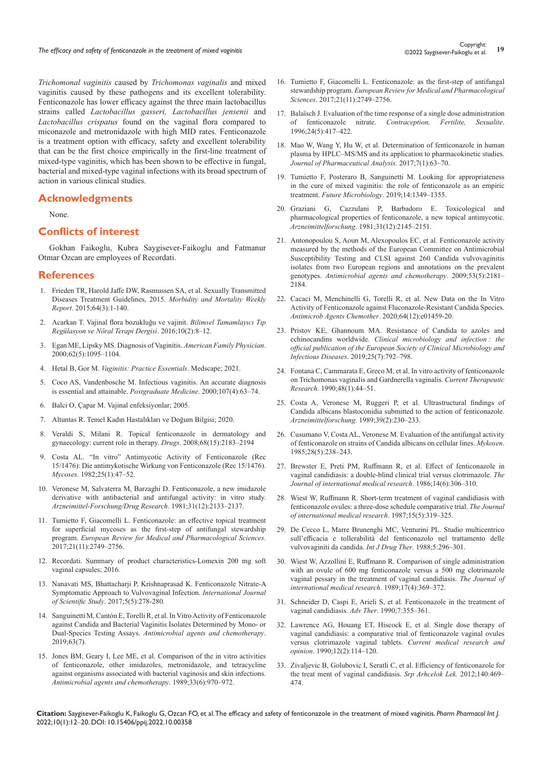*Trichomonal vaginitis* caused by *Trichomonas vaginalis* and mixed vaginitis caused by these pathogens and its excellent tolerability. Fenticonazole has lower efficacy against the three main lactobacillus strains called *Lactobacillus gasseri, Lactobacillus jensenii* and *Lactobacillus crispatus* found on the vaginal flora compared to miconazole and metronidazole with high MID rates. Fenticonazole is a treatment option with efficacy, safety and excellent tolerability that can be the first choice empirically in the first-line treatment of mixed-type vaginitis, which has been shown to be effective in fungal, bacterial and mixed-type vaginal infections with its broad spectrum of action in various clinical studies.

## Acknowledgments

None.

## Conflicts of interest

Gokhan Faikoglu, Kubra Saygisever-Faikoglu and Fatmanur Otmar Ozcan are employees of Recordati.

## References

1. Frieden TR, Harold Jaffe DW, Rasmussen SA, et al. Sexually Transmitted Diseases Treatment Guidelines, 2015. *Morbidity and Mortality Weekly Report*. 2015;64(3):1-140.
2. Acarkan T. Vajinal flora bozukluğu ve vajinit. *Bilimsel Tamamlayıcı Tıp Regülasyon ve Nöral Terapi Dergisi*. 2016;10(2):8–12.
3. Egan ME, Lipsky MS. Diagnosis of Vaginitis. *American Family Physician*. 2000;62(5):1095–1104.
4. Hetal B, Gor M. *Vaginitis: Practice Essentials*. Medscape; 2021.
5. Coco AS, Vandenbosche M. Infectious vaginitis. An accurate diagnosis is essential and attainable. *Postgraduate Medicine*. 2000;107(4):63–74.
6. Balci O, Çapar M. Vajinal enfeksiyonlar; 2005.
7. Altuntas R. Temel Kadın Hastalıkları ve Doğum Bilgisi; 2020.
8. Veraldi S, Milani R. Topical fenticonazole in dermatology and gynaecology: current role in therapy. *Drugs*. 2008;68(15):2183–2194
9. Costa AL. "In vitro" Antimycotic Activity of Fenticonazole (Rec 15/1476): Die antimykotische Wirkung von Fenticonazole (Rec 15/1476). *Mycoses*. 1982;25(1):47–52.
10. Veronese M, Salvaterra M, Barzaghi D. Fenticonazole, a new imidazole derivative with antibacterial and antifungal activity: in vitro study. *Arzneimittel-Forschung/Drug Research*. 1981;31(12):2133–2137.
11. Tumietto F, Giacomelli L. Fenticonazole: an effective topical treatment for superficial mycoses as the first-step of antifungal stewardship program. *European Review for Medical and Pharmacological Sciences*. 2017;21(11):2749–2756.
12. Recordati. Summary of product characteristics-Lomexin 200 mg soft vaginal capsules; 2016.
13. Nanavati MS, Bhattacharji P, Krishnaprasad K. Fenticonazole Nitrate-A Symptomatic Approach to Vulvovaginal Infection. *International Journal of Scientific Study*. 2017;5(5):278-280.
14. Sanguinetti M, Cantón E, Torelli R, et al. In Vitro Activity of Fenticonazole against Candida and Bacterial Vaginitis Isolates Determined by Mono- or Dual-Species Testing Assays. *Antimicrobial agents and chemotherapy*. 2019;63(7).
15. Jones BM, Geary I, Lee ME, et al. Comparison of the in vitro activities of fenticonazole, other imidazoles, metronidazole, and tetracycline against organisms associated with bacterial vaginosis and skin infections. *Antimicrobial agents and chemotherapy*. 1989;33(6):970–972.
16. Tumietto F, Giacomelli L. Fenticonazole: as the first-step of antifungal stewardship program. *European Review for Medical and Pharmacological Sciences*. 2017;21(11):2749–2756.
17. Balaïsch J. Evaluation of the time response of a single dose administration of fenticonazole nitrate. *Contraception, Fertilite, Sexualite*. 1996;24(5):417–422.
18. Mao W, Wang Y, Hu W, et al. Determination of fenticonazole in human plasma by HPLC–MS/MS and its application to pharmacokinetic studies. *Journal of Pharmaceutical Analysis*. 2017;7(1):63–70.
19. Tumietto F, Posteraro B, Sanguinetti M. Looking for appropriateness in the cure of mixed vaginitis: the role of fenticonazole as an empiric treatment. *Future Microbiology*. 2019;14:1349–1355.
20. Graziani G, Cazzulani P, Barbadoro E. Toxicological and pharmacological properties of fenticonazole, a new topical antimycotic. *Arzneimittelforschung*. 1981;31(12):2145–2151.
21. Antonopoulou S, Aoun M, Alexopoulos EC, et al. Fenticonazole activity measured by the methods of the European Committee on Antimicrobial Susceptibility Testing and CLSI against 260 Candida vulvovaginitis isolates from two European regions and annotations on the prevalent genotypes. *Antimicrobial agents and chemotherapy*. 2009;53(5):2181–2184.
22. Cacaci M, Menchinelli G, Torelli R, et al. New Data on the In Vitro Activity of Fenticonazole against Fluconazole-Resistant Candida Species. *Antimicrob Agents Chemother*. 2020;64(12):e01459-20.
23. Pristov KE, Ghannoum MA. Resistance of Candida to azoles and echinocandins worldwide. *Clinical microbiology and infection : the official publication of the European Society of Clinical Microbiology and Infectious Diseases*. 2019;25(7):792–798.
24. Fontana C, Cammarata E, Greco M, et al. In vitro activity of fenticonazole on Trichomonas vaginalis and Gardnerella vaginalis. *Current Therapeutic Research*. 1990;48(1):44–51.
25. Costa A, Veronese M, Ruggeri P, et al. Ultrastructural findings of Candida albicans blastoconidia submitted to the action of fenticonazole. *Arzneimittelforschung*. 1989;39(2):230–233.
26. Cusumano V, Costa AL, Veronese M. Evaluation of the antifungal activity of fenticonazole on strains of Candida albicans on cellular lines. *Mykosen*. 1985;28(5):238–243.
27. Brewster E, Preti PM, Ruffmann R, et al. Effect of fenticonazole in vaginal candidiasis: a double-blind clinical trial versus clotrimazole. *The Journal of international medical research*. 1986;14(6):306–310.
28. Wiest W, Ruffmann R. Short-term treatment of vaginal candidiasis with fenticonazole ovules: a three-dose schedule comparative trial. *The Journal of international medical research*. 1987;15(5):319–325.
29. De Cecco L, Marre Brunenghi MC, Venturini PL. Studio multicentrico sull'efficacia e tollerabilità del fenticonazolo nel trattamento delle vulvovaginiti da candida. *Int J Drug Ther*. 1988;5:296–301.
30. Wiest W, Azzollini E, Ruffmann R. Comparison of single administration with an ovule of 600 mg fenticonazole versus a 500 mg clotrimazole vaginal pessary in the treatment of vaginal candidiasis. *The Journal of international medical research*. 1989;17(4):369–372.
31. Schneider D, Caspi E, Arieli S, et al. Fenticonazole in the treatment of vaginal candidiasis. *Adv Ther*. 1990;7:355–361.
32. Lawrence AG, Houang ET, Hiscock E, et al. Single dose therapy of vaginal candidiasis: a comparative trial of fenticonazole vaginal ovules versus clotrimazole vaginal tablets. *Current medical research and opinion*. 1990;12(2):114–120.
33. Zivaljevic B, Golubovic I, Seratli C, et al. Efficiency of fenticonazole for the treat ment of vaginal candidiasis. *Srp Arhcelok Lek.* 2012;140:469–474.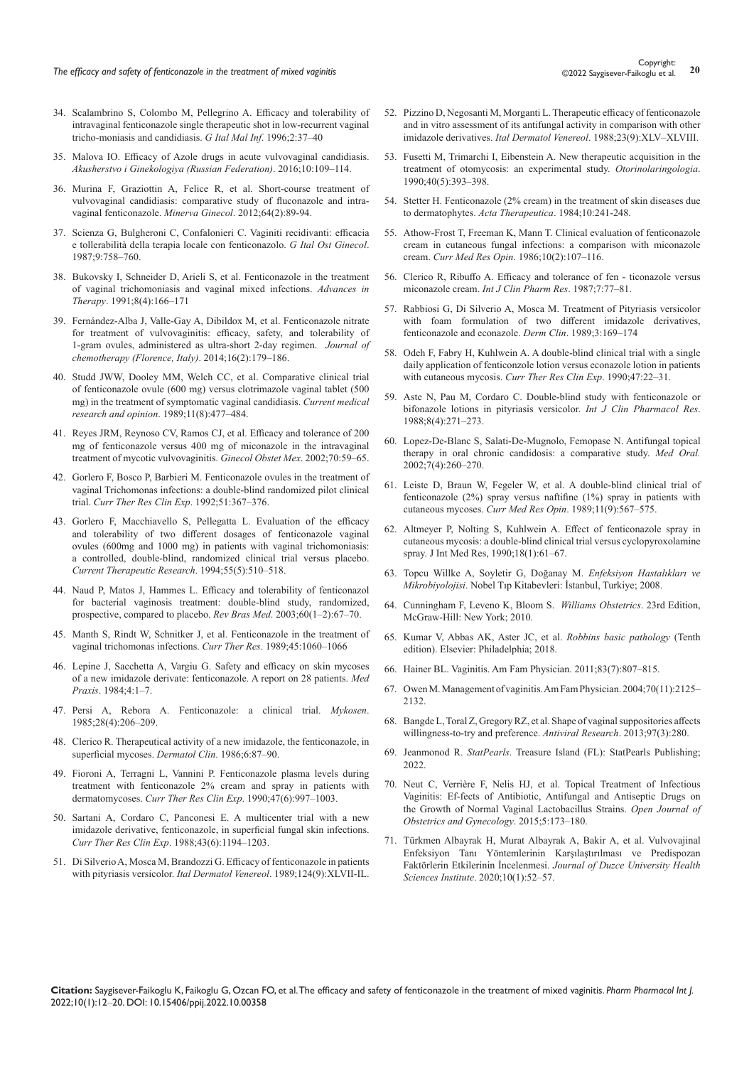34. Scalambrino S, Colombo M, Pellegrino A. Efficacy and tolerability of intravaginal fenticonazole single therapeutic shot in low-recurrent vaginal tricho-moniasis and candidiasis. *G Ital Mal Inf*. 1996;2:37–40

35. Malova IO. Efficacy of Azole drugs in acute vulvovaginal candidiasis. *Akusherstvo i Ginekologiya (Russian Federation)*. 2016;10:109–114.

36. Murina F, Graziottin A, Felice R, et al. Short-course treatment of vulvovaginal candidiasis: comparative study of fluconazole and intra-vaginal fenticonazole. *Minerva Ginecol*. 2012;64(2):89-94.

37. Scienza G, Bulgheroni C, Confalonieri C. Vaginiti recidivanti: efficacia e tollerabilità della terapia locale con fenticonazolo. *G Ital Ost Ginecol*. 1987;9:758–760.

38. Bukovsky I, Schneider D, Arieli S, et al. Fenticonazole in the treatment of vaginal trichomoniasis and vaginal mixed infections. *Advances in Therapy*. 1991;8(4):166–171

39. Fernández-Alba J, Valle-Gay A, Dibildox M, et al. Fenticonazole nitrate for treatment of vulvovaginitis: efficacy, safety, and tolerability of 1-gram ovules, administered as ultra-short 2-day regimen. *Journal of chemotherapy (Florence, Italy)*. 2014;16(2):179–186.

40. Studd JWW, Dooley MM, Welch CC, et al. Comparative clinical trial of fenticonazole ovule (600 mg) versus clotrimazole vaginal tablet (500 mg) in the treatment of symptomatic vaginal candidiasis. *Current medical research and opinion*. 1989;11(8):477–484.

41. Reyes JRM, Reynoso CV, Ramos CJ, et al. Efficacy and tolerance of 200 mg of fenticonazole versus 400 mg of miconazole in the intravaginal treatment of mycotic vulvovaginitis. *Ginecol Obstet Mex*. 2002;70:59–65.

42. Gorlero F, Bosco P, Barbieri M. Fenticonazole ovules in the treatment of vaginal Trichomonas infections: a double-blind randomized pilot clinical trial. *Curr Ther Res Clin Exp*. 1992;51:367–376.

43. Gorlero F, Macchiavello S, Pellegatta L. Evaluation of the efficacy and tolerability of two different dosages of fenticonazole vaginal ovules (600mg and 1000 mg) in patients with vaginal trichomoniasis: a controlled, double-blind, randomized clinical trial versus placebo. *Current Therapeutic Research*. 1994;55(5):510–518.

44. Naud P, Matos J, Hammes L. Efficacy and tolerability of fenticonazol for bacterial vaginosis treatment: double-blind study, randomized, prospective, compared to placebo. *Rev Bras Med*. 2003;60(1–2):67–70.

45. Manth S, Rindt W, Schnitker J, et al. Fenticonazole in the treatment of vaginal trichomonas infections. *Curr Ther Res*. 1989;45:1060–1066

46. Lepine J, Sacchetta A, Vargiu G. Safety and efficacy on skin mycoses of a new imidazole derivate: fenticonazole. A report on 28 patients. *Med Praxis*. 1984;4:1–7.

47. Persi A, Rebora A. Fenticonazole: a clinical trial. *Mykosen*. 1985;28(4):206–209.

48. Clerico R. Therapeutical activity of a new imidazole, the fenticonazole, in superficial mycoses. *Dermatol Clin*. 1986;6:87–90.

49. Fioroni A, Terragni L, Vannini P. Fenticonazole plasma levels during treatment with fenticonazole 2% cream and spray in patients with dermatomycoses. *Curr Ther Res Clin Exp*. 1990;47(6):997–1003.

50. Sartani A, Cordaro C, Panconesi E. A multicenter trial with a new imidazole derivative, fenticonazole, in superficial fungal skin infections. *Curr Ther Res Clin Exp*. 1988;43(6):1194–1203.

51. Di Silverio A, Mosca M, Brandozzi G. Efficacy of fenticonazole in patients with pityriasis versicolor. *Ital Dermatol Venereol*. 1989;124(9):XLVII-IL.

52. Pizzino D, Negosanti M, Morganti L. Therapeutic efficacy of fenticonazole and in vitro assessment of its antifungal activity in comparison with other imidazole derivatives. *Ital Dermatol Venereol*. 1988;23(9):XLV–XLVIII.

53. Fusetti M, Trimarchi I, Eibenstein A. New therapeutic acquisition in the treatment of otomycosis: an experimental study. *Otorinolaringologia*. 1990;40(5):393–398.

54. Stetter H. Fenticonazole (2% cream) in the treatment of skin diseases due to dermatophytes. *Acta Therapeutica*. 1984;10:241-248.

55. Athow-Frost T, Freeman K, Mann T. Clinical evaluation of fenticonazole cream in cutaneous fungal infections: a comparison with miconazole cream. *Curr Med Res Opin*. 1986;10(2):107–116.

56. Clerico R, Ribuffo A. Efficacy and tolerance of fen - ticonazole versus miconazole cream. *Int J Clin Pharm Res*. 1987;7:77–81.

57. Rabbiosi G, Di Silverio A, Mosca M. Treatment of Pityriasis versicolor with foam formulation of two different imidazole derivatives, fenticonazole and econazole. *Derm Clin*. 1989;3:169–174

58. Odeh F, Fabry H, Kuhlwein A. A double-blind clinical trial with a single daily application of fenticonazole lotion versus econazole lotion in patients with cutaneous mycosis. *Curr Ther Res Clin Exp*. 1990;47:22–31.

59. Aste N, Pau M, Cordaro C. Double-blind study with fenticonazole or bifonazole lotions in pityriasis versicolor. *Int J Clin Pharmacol Res*. 1988;8(4):271–273.

60. Lopez-De-Blanc S, Salati-De-Mugnolo, Femopase N. Antifungal topical therapy in oral chronic candidosis: a comparative study. *Med Oral.* 2002;7(4):260–270.

61. Leiste D, Braun W, Fegeler W, et al. A double-blind clinical trial of fenticonazole (2%) spray versus naftifine (1%) spray in patients with cutaneous mycoses. *Curr Med Res Opin*. 1989;11(9):567–575.

62. Altmeyer P, Nolting S, Kuhlwein A. Effect of fenticonazole spray in cutaneous mycosis: a double-blind clinical trial versus cyclopyroxolamine spray. J Int Med Res, 1990;18(1):61–67.

63. Topcu Willke A, Soyletir G, Doğanay M. *Enfeksiyon Hastalıkları ve Mikrobiyolojisi*. Nobel Tıp Kitabevleri: İstanbul, Turkiye; 2008.

64. Cunningham F, Leveno K, Bloom S. *Williams Obstetrics*. 23rd Edition, McGraw-Hill: New York; 2010.

65. Kumar V, Abbas AK, Aster JC, et al. *Robbins basic pathology* (Tenth edition). Elsevier: Philadelphia; 2018.

66. Hainer BL. Vaginitis. Am Fam Physician. 2011;83(7):807–815.

67. Owen M. Management of vaginitis. Am Fam Physician. 2004;70(11):2125–2132.

68. Bangde L, Toral Z, Gregory RZ, et al. Shape of vaginal suppositories affects willingness-to-try and preference. *Antiviral Research*. 2013;97(3):280.

69. Jeanmonod R. *StatPearls*. Treasure Island (FL): StatPearls Publishing; 2022.

70. Neut C, Verrière F, Nelis HJ, et al. Topical Treatment of Infectious Vaginitis: Ef-fects of Antibiotic, Antifungal and Antiseptic Drugs on the Growth of Normal Vaginal Lactobacillus Strains. *Open Journal of Obstetrics and Gynecology*. 2015;5:173–180.

71. Türkmen Albayrak H, Murat Albayrak A, Bakir A, et al. Vulvovajinal Enfeksiyon Tanı Yöntemlerinin Karşılaştırılması ve Predispozan Faktörlerin Etkilerinin İncelenmesi. *Journal of Duzce University Health Sciences Institute*. 2020;10(1):52–57.